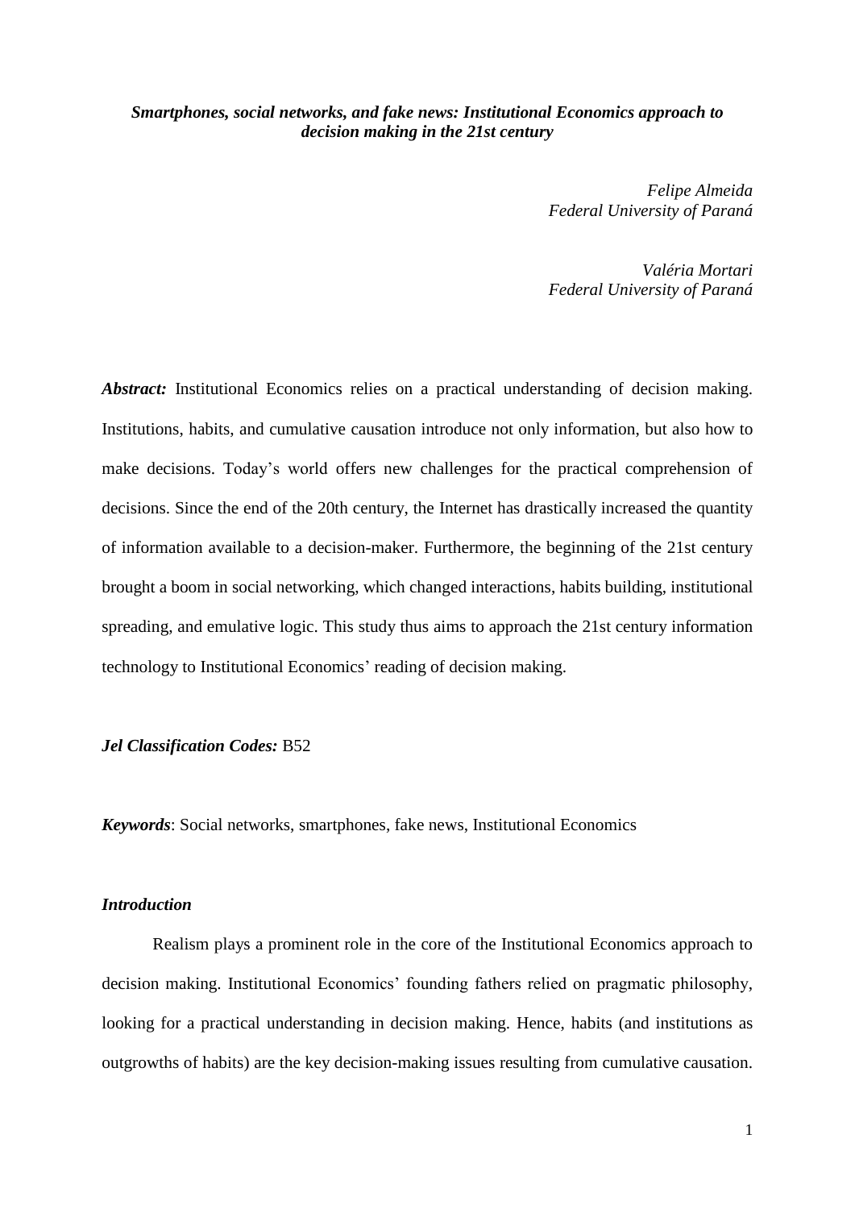***Smartphones, social networks, and fake news: Institutional Economics approach to decision making in the 21st century***

*Felipe Almeida*
*Federal University of Paraná*

*Valéria Mortari*
*Federal University of Paraná*

***Abstract:*** Institutional Economics relies on a practical understanding of decision making. Institutions, habits, and cumulative causation introduce not only information, but also how to make decisions. Today's world offers new challenges for the practical comprehension of decisions. Since the end of the 20th century, the Internet has drastically increased the quantity of information available to a decision-maker. Furthermore, the beginning of the 21st century brought a boom in social networking, which changed interactions, habits building, institutional spreading, and emulative logic. This study thus aims to approach the 21st century information technology to Institutional Economics' reading of decision making.

***Jel Classification Codes:*** B52

***Keywords***: Social networks, smartphones, fake news, Institutional Economics

## *Introduction*

Realism plays a prominent role in the core of the Institutional Economics approach to decision making. Institutional Economics' founding fathers relied on pragmatic philosophy, looking for a practical understanding in decision making. Hence, habits (and institutions as outgrowths of habits) are the key decision-making issues resulting from cumulative causation.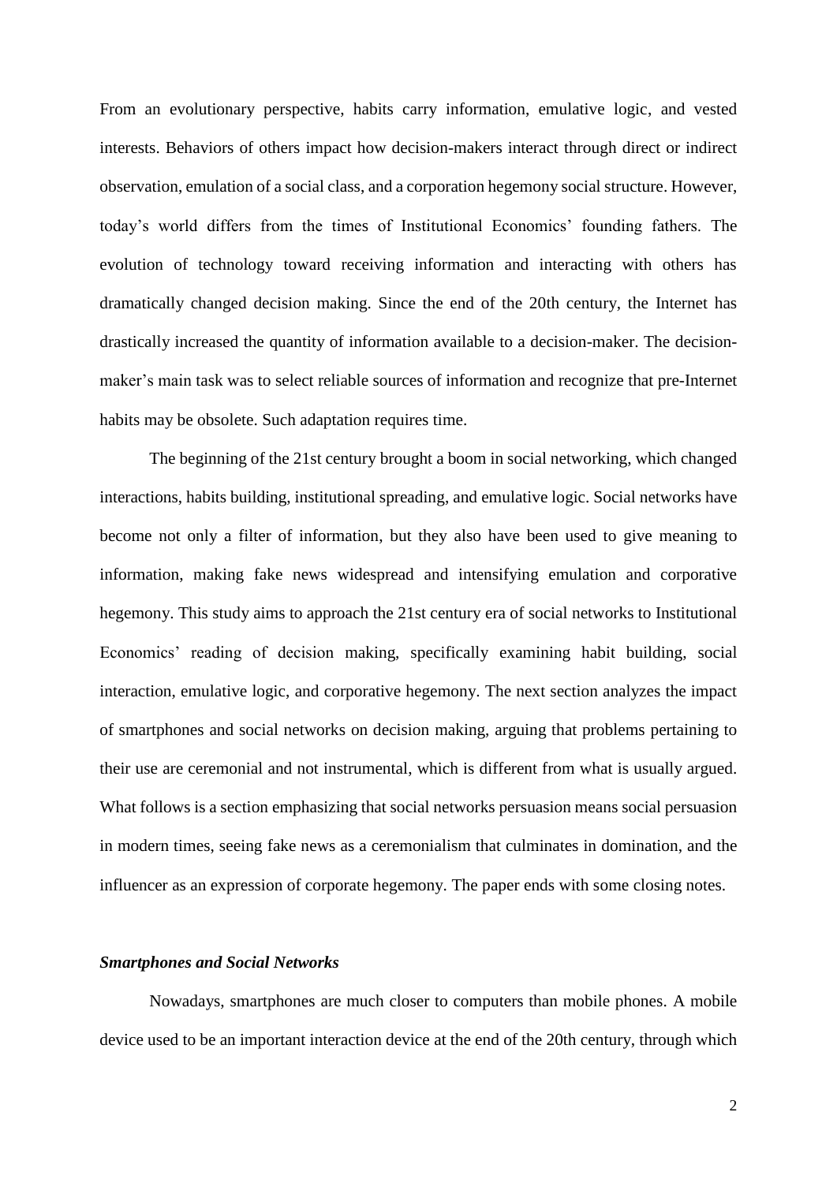From an evolutionary perspective, habits carry information, emulative logic, and vested interests. Behaviors of others impact how decision-makers interact through direct or indirect observation, emulation of a social class, and a corporation hegemony social structure. However, today's world differs from the times of Institutional Economics' founding fathers. The evolution of technology toward receiving information and interacting with others has dramatically changed decision making. Since the end of the 20th century, the Internet has drastically increased the quantity of information available to a decision-maker. The decision-maker's main task was to select reliable sources of information and recognize that pre-Internet habits may be obsolete. Such adaptation requires time.

The beginning of the 21st century brought a boom in social networking, which changed interactions, habits building, institutional spreading, and emulative logic. Social networks have become not only a filter of information, but they also have been used to give meaning to information, making fake news widespread and intensifying emulation and corporative hegemony. This study aims to approach the 21st century era of social networks to Institutional Economics' reading of decision making, specifically examining habit building, social interaction, emulative logic, and corporative hegemony. The next section analyzes the impact of smartphones and social networks on decision making, arguing that problems pertaining to their use are ceremonial and not instrumental, which is different from what is usually argued. What follows is a section emphasizing that social networks persuasion means social persuasion in modern times, seeing fake news as a ceremonialism that culminates in domination, and the influencer as an expression of corporate hegemony. The paper ends with some closing notes.

### *Smartphones and Social Networks*

Nowadays, smartphones are much closer to computers than mobile phones. A mobile device used to be an important interaction device at the end of the 20th century, through which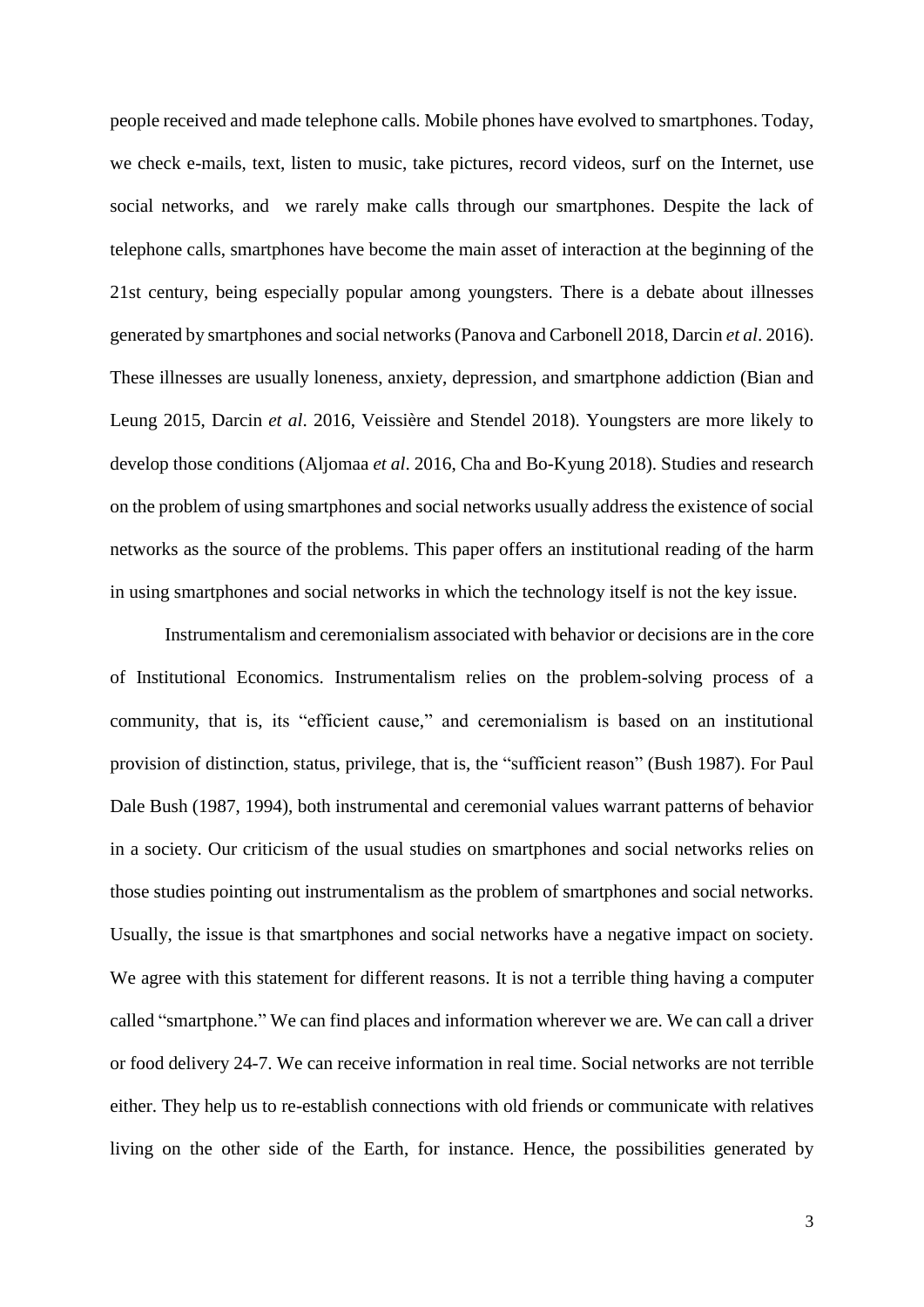people received and made telephone calls. Mobile phones have evolved to smartphones. Today, we check e-mails, text, listen to music, take pictures, record videos, surf on the Internet, use social networks, and we rarely make calls through our smartphones. Despite the lack of telephone calls, smartphones have become the main asset of interaction at the beginning of the 21st century, being especially popular among youngsters. There is a debate about illnesses generated by smartphones and social networks (Panova and Carbonell 2018, Darcin *et al*. 2016). These illnesses are usually loneness, anxiety, depression, and smartphone addiction (Bian and Leung 2015, Darcin *et al*. 2016, Veissière and Stendel 2018). Youngsters are more likely to develop those conditions (Aljomaa *et al*. 2016, Cha and Bo-Kyung 2018). Studies and research on the problem of using smartphones and social networks usually address the existence of social networks as the source of the problems. This paper offers an institutional reading of the harm in using smartphones and social networks in which the technology itself is not the key issue.

Instrumentalism and ceremonialism associated with behavior or decisions are in the core of Institutional Economics. Instrumentalism relies on the problem-solving process of a community, that is, its "efficient cause," and ceremonialism is based on an institutional provision of distinction, status, privilege, that is, the "sufficient reason" (Bush 1987). For Paul Dale Bush (1987, 1994), both instrumental and ceremonial values warrant patterns of behavior in a society. Our criticism of the usual studies on smartphones and social networks relies on those studies pointing out instrumentalism as the problem of smartphones and social networks. Usually, the issue is that smartphones and social networks have a negative impact on society. We agree with this statement for different reasons. It is not a terrible thing having a computer called "smartphone." We can find places and information wherever we are. We can call a driver or food delivery 24-7. We can receive information in real time. Social networks are not terrible either. They help us to re-establish connections with old friends or communicate with relatives living on the other side of the Earth, for instance. Hence, the possibilities generated by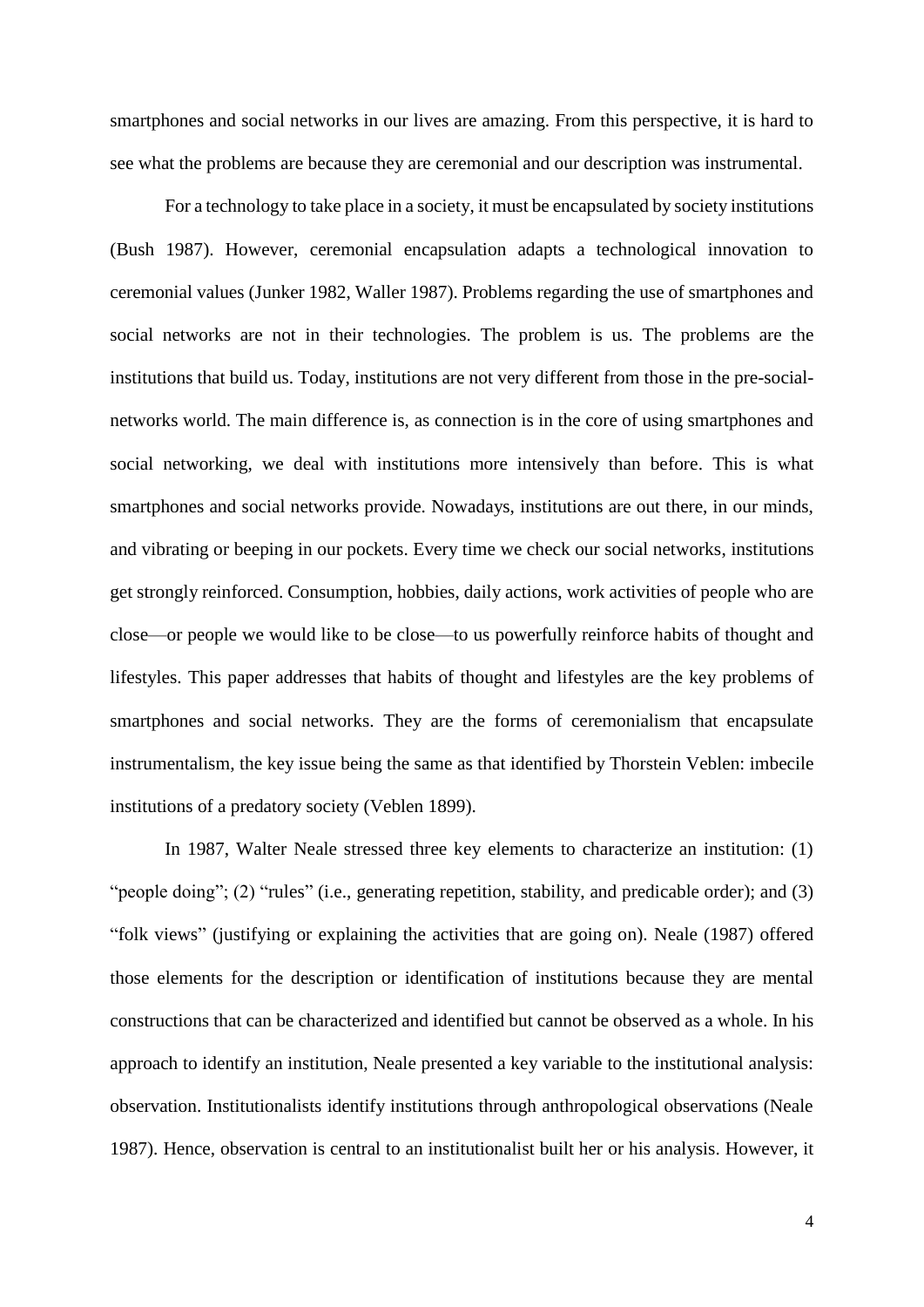smartphones and social networks in our lives are amazing. From this perspective, it is hard to see what the problems are because they are ceremonial and our description was instrumental.

For a technology to take place in a society, it must be encapsulated by society institutions (Bush 1987). However, ceremonial encapsulation adapts a technological innovation to ceremonial values (Junker 1982, Waller 1987). Problems regarding the use of smartphones and social networks are not in their technologies. The problem is us. The problems are the institutions that build us. Today, institutions are not very different from those in the pre-social-networks world. The main difference is, as connection is in the core of using smartphones and social networking, we deal with institutions more intensively than before. This is what smartphones and social networks provide. Nowadays, institutions are out there, in our minds, and vibrating or beeping in our pockets. Every time we check our social networks, institutions get strongly reinforced. Consumption, hobbies, daily actions, work activities of people who are close—or people we would like to be close—to us powerfully reinforce habits of thought and lifestyles. This paper addresses that habits of thought and lifestyles are the key problems of smartphones and social networks. They are the forms of ceremonialism that encapsulate instrumentalism, the key issue being the same as that identified by Thorstein Veblen: imbecile institutions of a predatory society (Veblen 1899).

In 1987, Walter Neale stressed three key elements to characterize an institution: (1) "people doing"; (2) "rules" (i.e., generating repetition, stability, and predicable order); and (3) "folk views" (justifying or explaining the activities that are going on). Neale (1987) offered those elements for the description or identification of institutions because they are mental constructions that can be characterized and identified but cannot be observed as a whole. In his approach to identify an institution, Neale presented a key variable to the institutional analysis: observation. Institutionalists identify institutions through anthropological observations (Neale 1987). Hence, observation is central to an institutionalist built her or his analysis. However, it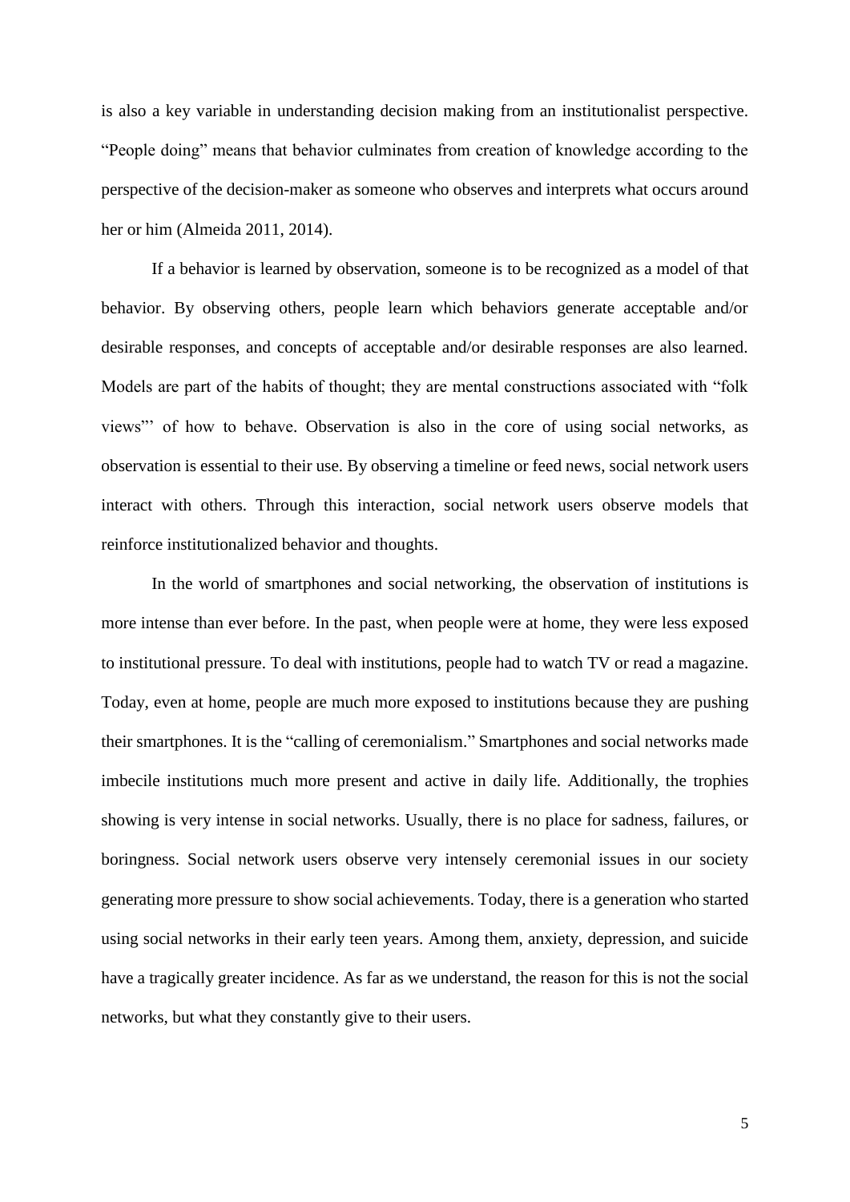is also a key variable in understanding decision making from an institutionalist perspective. "People doing" means that behavior culminates from creation of knowledge according to the perspective of the decision-maker as someone who observes and interprets what occurs around her or him (Almeida 2011, 2014).

If a behavior is learned by observation, someone is to be recognized as a model of that behavior. By observing others, people learn which behaviors generate acceptable and/or desirable responses, and concepts of acceptable and/or desirable responses are also learned. Models are part of the habits of thought; they are mental constructions associated with "folk views"' of how to behave. Observation is also in the core of using social networks, as observation is essential to their use. By observing a timeline or feed news, social network users interact with others. Through this interaction, social network users observe models that reinforce institutionalized behavior and thoughts.

In the world of smartphones and social networking, the observation of institutions is more intense than ever before. In the past, when people were at home, they were less exposed to institutional pressure. To deal with institutions, people had to watch TV or read a magazine. Today, even at home, people are much more exposed to institutions because they are pushing their smartphones. It is the "calling of ceremonialism." Smartphones and social networks made imbecile institutions much more present and active in daily life. Additionally, the trophies showing is very intense in social networks. Usually, there is no place for sadness, failures, or boringness. Social network users observe very intensely ceremonial issues in our society generating more pressure to show social achievements. Today, there is a generation who started using social networks in their early teen years. Among them, anxiety, depression, and suicide have a tragically greater incidence. As far as we understand, the reason for this is not the social networks, but what they constantly give to their users.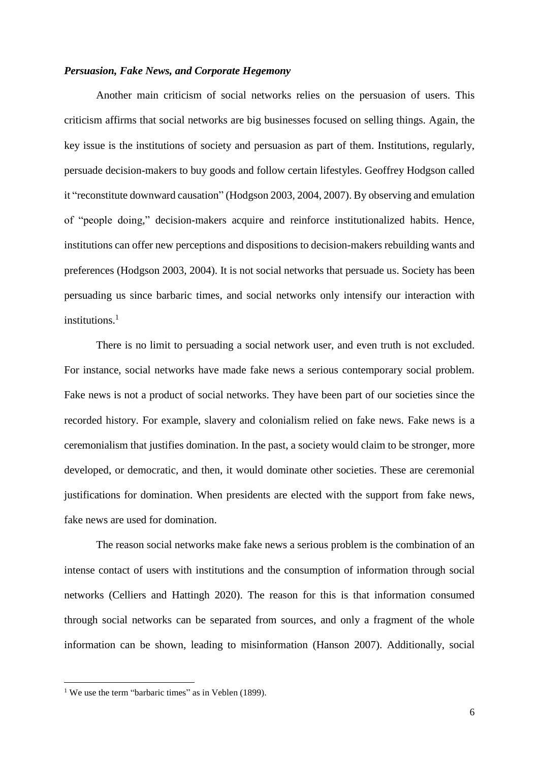### *Persuasion, Fake News, and Corporate Hegemony*

Another main criticism of social networks relies on the persuasion of users. This criticism affirms that social networks are big businesses focused on selling things. Again, the key issue is the institutions of society and persuasion as part of them. Institutions, regularly, persuade decision-makers to buy goods and follow certain lifestyles. Geoffrey Hodgson called it "reconstitute downward causation" (Hodgson 2003, 2004, 2007). By observing and emulation of "people doing," decision-makers acquire and reinforce institutionalized habits. Hence, institutions can offer new perceptions and dispositions to decision-makers rebuilding wants and preferences (Hodgson 2003, 2004). It is not social networks that persuade us. Society has been persuading us since barbaric times, and social networks only intensify our interaction with institutions.[1]

There is no limit to persuading a social network user, and even truth is not excluded. For instance, social networks have made fake news a serious contemporary social problem. Fake news is not a product of social networks. They have been part of our societies since the recorded history. For example, slavery and colonialism relied on fake news. Fake news is a ceremonialism that justifies domination. In the past, a society would claim to be stronger, more developed, or democratic, and then, it would dominate other societies. These are ceremonial justifications for domination. When presidents are elected with the support from fake news, fake news are used for domination.

The reason social networks make fake news a serious problem is the combination of an intense contact of users with institutions and the consumption of information through social networks (Celliers and Hattingh 2020). The reason for this is that information consumed through social networks can be separated from sources, and only a fragment of the whole information can be shown, leading to misinformation (Hanson 2007). Additionally, social

---

[1] We use the term "barbaric times" as in Veblen (1899).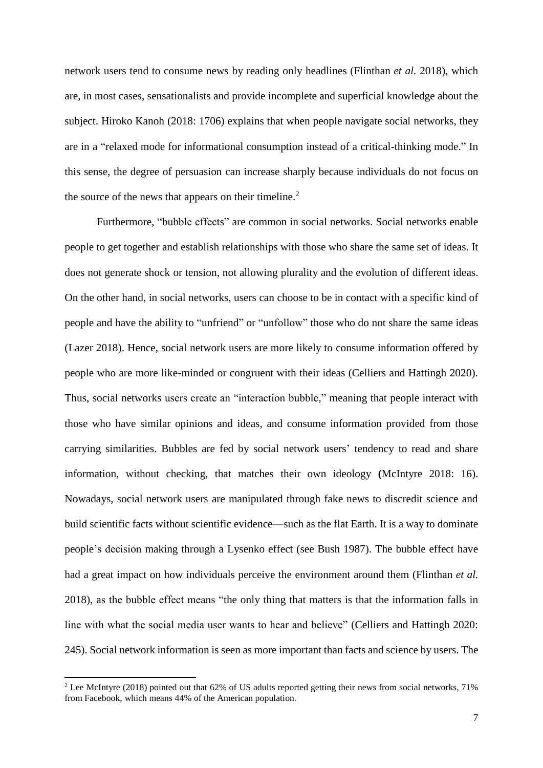network users tend to consume news by reading only headlines (Flinthan *et al.* 2018), which are, in most cases, sensationalists and provide incomplete and superficial knowledge about the subject. Hiroko Kanoh (2018: 1706) explains that when people navigate social networks, they are in a "relaxed mode for informational consumption instead of a critical-thinking mode." In this sense, the degree of persuasion can increase sharply because individuals do not focus on the source of the news that appears on their timeline.[2]

Furthermore, "bubble effects" are common in social networks. Social networks enable people to get together and establish relationships with those who share the same set of ideas. It does not generate shock or tension, not allowing plurality and the evolution of different ideas. On the other hand, in social networks, users can choose to be in contact with a specific kind of people and have the ability to "unfriend" or "unfollow" those who do not share the same ideas (Lazer 2018). Hence, social network users are more likely to consume information offered by people who are more like-minded or congruent with their ideas (Celliers and Hattingh 2020). Thus, social networks users create an "interaction bubble," meaning that people interact with those who have similar opinions and ideas, and consume information provided from those carrying similarities. Bubbles are fed by social network users' tendency to read and share information, without checking, that matches their own ideology **(**McIntyre 2018: 16). Nowadays, social network users are manipulated through fake news to discredit science and build scientific facts without scientific evidence—such as the flat Earth. It is a way to dominate people's decision making through a Lysenko effect (see Bush 1987). The bubble effect have had a great impact on how individuals perceive the environment around them (Flinthan *et al.* 2018), as the bubble effect means "the only thing that matters is that the information falls in line with what the social media user wants to hear and believe" (Celliers and Hattingh 2020: 245). Social network information is seen as more important than facts and science by users. The

---

[2] Lee McIntyre (2018) pointed out that 62% of US adults reported getting their news from social networks, 71% from Facebook, which means 44% of the American population.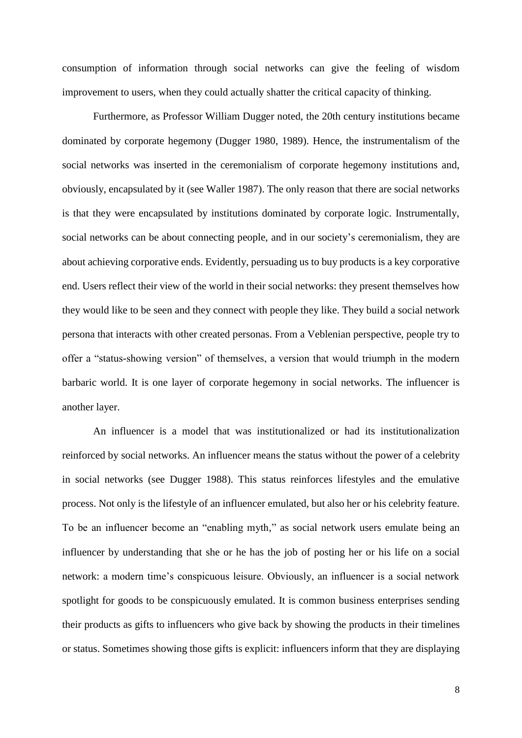consumption of information through social networks can give the feeling of wisdom improvement to users, when they could actually shatter the critical capacity of thinking.

Furthermore, as Professor William Dugger noted, the 20th century institutions became dominated by corporate hegemony (Dugger 1980, 1989). Hence, the instrumentalism of the social networks was inserted in the ceremonialism of corporate hegemony institutions and, obviously, encapsulated by it (see Waller 1987). The only reason that there are social networks is that they were encapsulated by institutions dominated by corporate logic. Instrumentally, social networks can be about connecting people, and in our society's ceremonialism, they are about achieving corporative ends. Evidently, persuading us to buy products is a key corporative end. Users reflect their view of the world in their social networks: they present themselves how they would like to be seen and they connect with people they like. They build a social network persona that interacts with other created personas. From a Veblenian perspective, people try to offer a "status-showing version" of themselves, a version that would triumph in the modern barbaric world. It is one layer of corporate hegemony in social networks. The influencer is another layer.

An influencer is a model that was institutionalized or had its institutionalization reinforced by social networks. An influencer means the status without the power of a celebrity in social networks (see Dugger 1988). This status reinforces lifestyles and the emulative process. Not only is the lifestyle of an influencer emulated, but also her or his celebrity feature. To be an influencer become an "enabling myth," as social network users emulate being an influencer by understanding that she or he has the job of posting her or his life on a social network: a modern time's conspicuous leisure. Obviously, an influencer is a social network spotlight for goods to be conspicuously emulated. It is common business enterprises sending their products as gifts to influencers who give back by showing the products in their timelines or status. Sometimes showing those gifts is explicit: influencers inform that they are displaying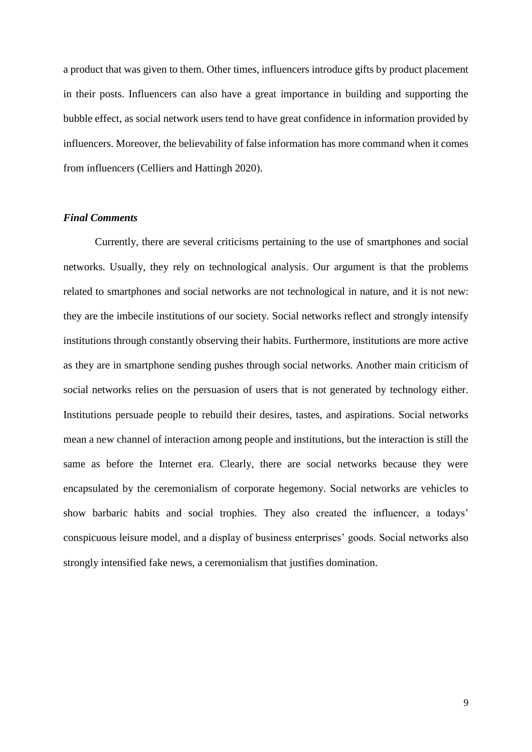a product that was given to them. Other times, influencers introduce gifts by product placement in their posts. Influencers can also have a great importance in building and supporting the bubble effect, as social network users tend to have great confidence in information provided by influencers. Moreover, the believability of false information has more command when it comes from influencers (Celliers and Hattingh 2020).

### *Final Comments*

Currently, there are several criticisms pertaining to the use of smartphones and social networks. Usually, they rely on technological analysis. Our argument is that the problems related to smartphones and social networks are not technological in nature, and it is not new: they are the imbecile institutions of our society. Social networks reflect and strongly intensify institutions through constantly observing their habits. Furthermore, institutions are more active as they are in smartphone sending pushes through social networks. Another main criticism of social networks relies on the persuasion of users that is not generated by technology either. Institutions persuade people to rebuild their desires, tastes, and aspirations. Social networks mean a new channel of interaction among people and institutions, but the interaction is still the same as before the Internet era. Clearly, there are social networks because they were encapsulated by the ceremonialism of corporate hegemony. Social networks are vehicles to show barbaric habits and social trophies. They also created the influencer, a todays' conspicuous leisure model, and a display of business enterprises' goods. Social networks also strongly intensified fake news, a ceremonialism that justifies domination.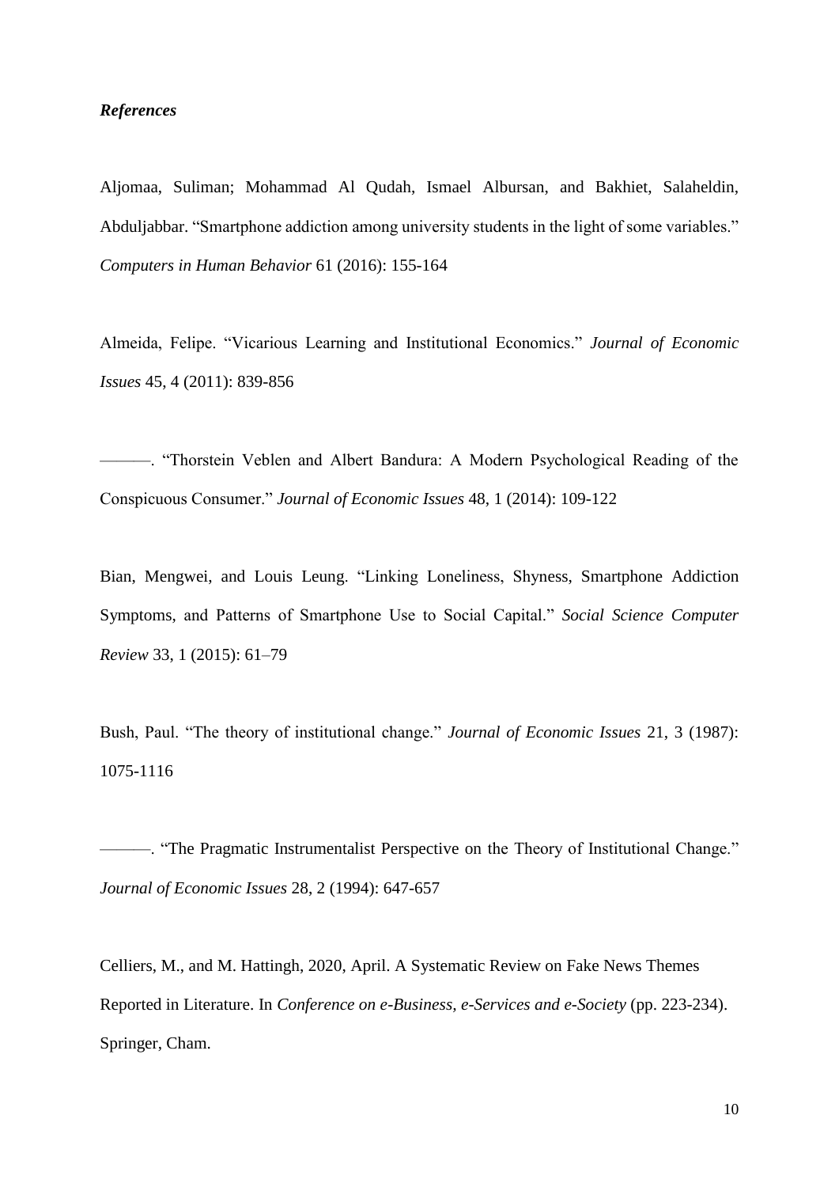***References***

Aljomaa, Suliman; Mohammad Al Qudah, Ismael Albursan, and Bakhiet, Salaheldin, Abduljabbar. "Smartphone addiction among university students in the light of some variables." *Computers in Human Behavior* 61 (2016): 155-164

Almeida, Felipe. "Vicarious Learning and Institutional Economics." *Journal of Economic Issues* 45, 4 (2011): 839-856

———. "Thorstein Veblen and Albert Bandura: A Modern Psychological Reading of the Conspicuous Consumer." *Journal of Economic Issues* 48, 1 (2014): 109-122

Bian, Mengwei, and Louis Leung. "Linking Loneliness, Shyness, Smartphone Addiction Symptoms, and Patterns of Smartphone Use to Social Capital." *Social Science Computer Review* 33, 1 (2015): 61–79

Bush, Paul. "The theory of institutional change." *Journal of Economic Issues* 21, 3 (1987): 1075-1116

———. "The Pragmatic Instrumentalist Perspective on the Theory of Institutional Change." *Journal of Economic Issues* 28, 2 (1994): 647-657

Celliers, M., and M. Hattingh, 2020, April. A Systematic Review on Fake News Themes Reported in Literature. In *Conference on e-Business, e-Services and e-Society* (pp. 223-234). Springer, Cham.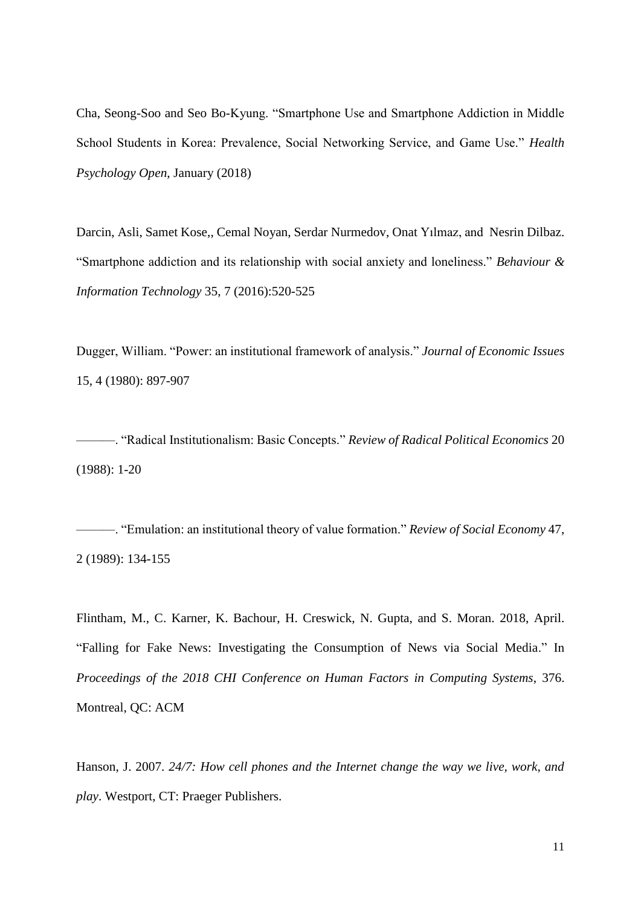Cha, Seong-Soo and Seo Bo-Kyung. “Smartphone Use and Smartphone Addiction in Middle School Students in Korea: Prevalence, Social Networking Service, and Game Use.” *Health Psychology Open*, January (2018)

Darcin, Asli, Samet Kose,, Cemal Noyan, Serdar Nurmedov, Onat Yılmaz, and Nesrin Dilbaz. “Smartphone addiction and its relationship with social anxiety and loneliness.” *Behaviour & Information Technology* 35, 7 (2016):520-525

Dugger, William. “Power: an institutional framework of analysis.” *Journal of Economic Issues* 15, 4 (1980): 897-907

———. “Radical Institutionalism: Basic Concepts.” *Review of Radical Political Economics* 20 (1988): 1-20

———. “Emulation: an institutional theory of value formation.” *Review of Social Economy* 47, 2 (1989): 134-155

Flintham, M., C. Karner, K. Bachour, H. Creswick, N. Gupta, and S. Moran. 2018, April. “Falling for Fake News: Investigating the Consumption of News via Social Media.” In *Proceedings of the 2018 CHI Conference on Human Factors in Computing Systems*, 376. Montreal, QC: ACM

Hanson, J. 2007. *24/7: How cell phones and the Internet change the way we live, work, and play*. Westport, CT: Praeger Publishers.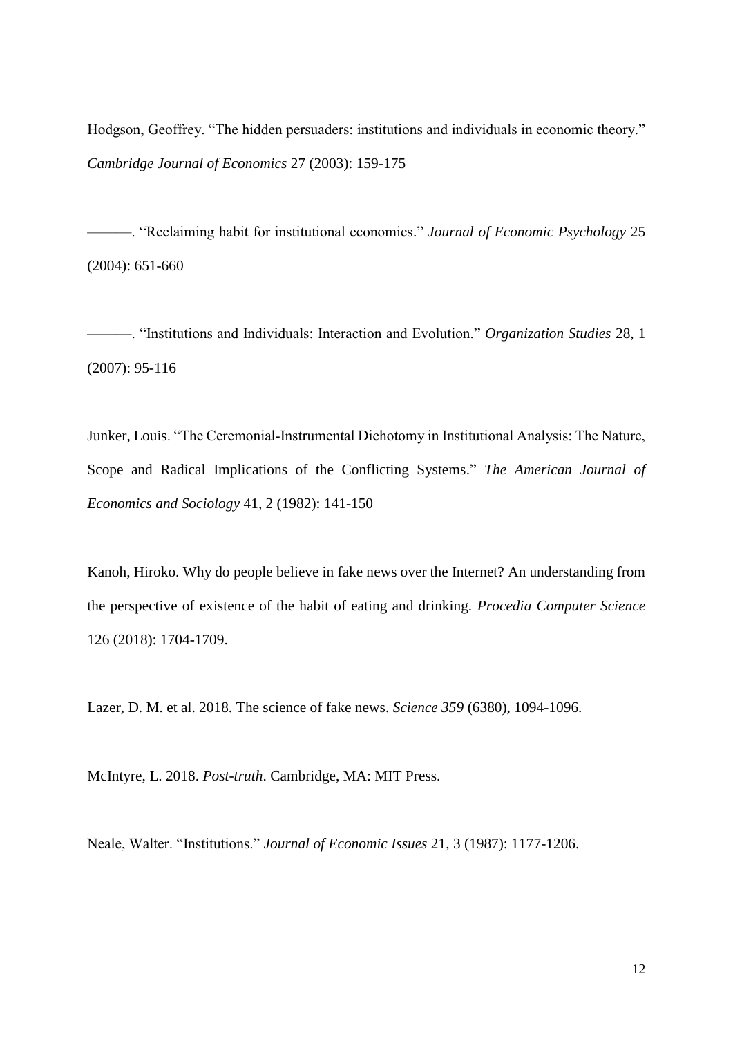Hodgson, Geoffrey. “The hidden persuaders: institutions and individuals in economic theory.” *Cambridge Journal of Economics* 27 (2003): 159-175

———. “Reclaiming habit for institutional economics.” *Journal of Economic Psychology* 25 (2004): 651-660

———. “Institutions and Individuals: Interaction and Evolution.” *Organization Studies* 28, 1 (2007): 95-116

Junker, Louis. “The Ceremonial-Instrumental Dichotomy in Institutional Analysis: The Nature, Scope and Radical Implications of the Conflicting Systems.” *The American Journal of Economics and Sociology* 41, 2 (1982): 141-150

Kanoh, Hiroko. Why do people believe in fake news over the Internet? An understanding from the perspective of existence of the habit of eating and drinking. *Procedia Computer Science* 126 (2018): 1704-1709.

Lazer, D. M. et al. 2018. The science of fake news. *Science 359* (6380), 1094-1096.

McIntyre, L. 2018. *Post-truth*. Cambridge, MA: MIT Press.

Neale, Walter. “Institutions.” *Journal of Economic Issues* 21, 3 (1987): 1177-1206.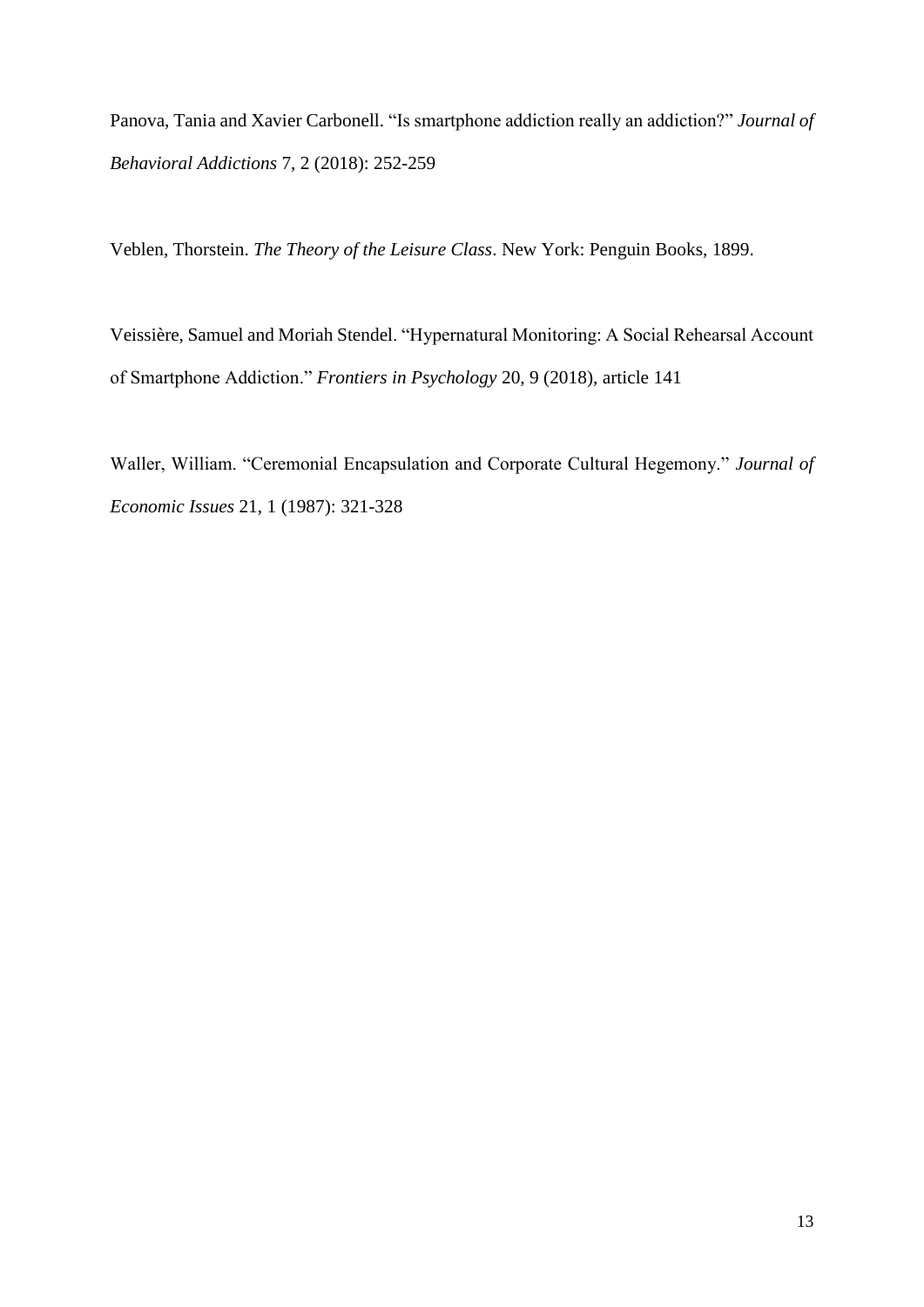Panova, Tania and Xavier Carbonell. "Is smartphone addiction really an addiction?" *Journal of Behavioral Addictions* 7, 2 (2018): 252-259

Veblen, Thorstein. *The Theory of the Leisure Class*. New York: Penguin Books, 1899.

Veissière, Samuel and Moriah Stendel. "Hypernatural Monitoring: A Social Rehearsal Account of Smartphone Addiction." *Frontiers in Psychology* 20, 9 (2018), article 141

Waller, William. "Ceremonial Encapsulation and Corporate Cultural Hegemony." *Journal of Economic Issues* 21, 1 (1987): 321-328